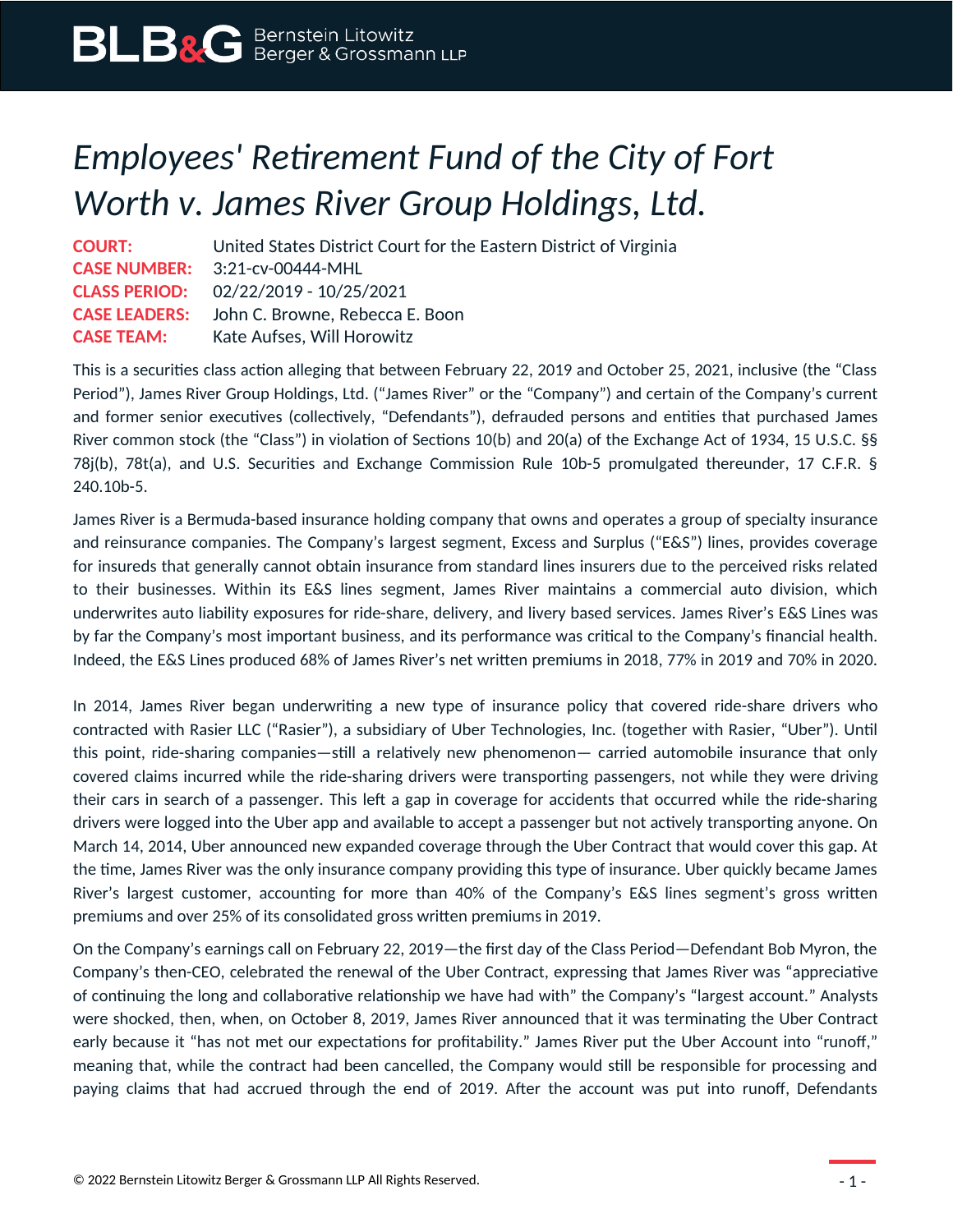# *Employees' Retirement Fund of the City of Fort Worth v. James River Group Holdings, Ltd.*

**COURT:** United States District Court for the Eastern District of Virginia
**CASE NUMBER:** 3:21-cv-00444-MHL
**CLASS PERIOD:** 02/22/2019 - 10/25/2021
**CASE LEADERS:** John C. Browne, Rebecca E. Boon
**CASE TEAM:** Kate Aufses, Will Horowitz

This is a securities class action alleging that between February 22, 2019 and October 25, 2021, inclusive (the "Class Period"), James River Group Holdings, Ltd. ("James River" or the "Company") and certain of the Company's current and former senior executives (collectively, "Defendants"), defrauded persons and entities that purchased James River common stock (the "Class") in violation of Sections 10(b) and 20(a) of the Exchange Act of 1934, 15 U.S.C. §§ 78j(b), 78t(a), and U.S. Securities and Exchange Commission Rule 10b-5 promulgated thereunder, 17 C.F.R. § 240.10b-5.

James River is a Bermuda-based insurance holding company that owns and operates a group of specialty insurance and reinsurance companies. The Company's largest segment, Excess and Surplus ("E&S") lines, provides coverage for insureds that generally cannot obtain insurance from standard lines insurers due to the perceived risks related to their businesses. Within its E&S lines segment, James River maintains a commercial auto division, which underwrites auto liability exposures for ride-share, delivery, and livery based services. James River's E&S Lines was by far the Company's most important business, and its performance was critical to the Company's financial health. Indeed, the E&S Lines produced 68% of James River's net written premiums in 2018, 77% in 2019 and 70% in 2020.

In 2014, James River began underwriting a new type of insurance policy that covered ride-share drivers who contracted with Rasier LLC ("Rasier"), a subsidiary of Uber Technologies, Inc. (together with Rasier, "Uber"). Until this point, ride-sharing companies—still a relatively new phenomenon— carried automobile insurance that only covered claims incurred while the ride-sharing drivers were transporting passengers, not while they were driving their cars in search of a passenger. This left a gap in coverage for accidents that occurred while the ride-sharing drivers were logged into the Uber app and available to accept a passenger but not actively transporting anyone. On March 14, 2014, Uber announced new expanded coverage through the Uber Contract that would cover this gap. At the time, James River was the only insurance company providing this type of insurance. Uber quickly became James River's largest customer, accounting for more than 40% of the Company's E&S lines segment's gross written premiums and over 25% of its consolidated gross written premiums in 2019.

On the Company's earnings call on February 22, 2019—the first day of the Class Period—Defendant Bob Myron, the Company's then-CEO, celebrated the renewal of the Uber Contract, expressing that James River was "appreciative of continuing the long and collaborative relationship we have had with" the Company's "largest account." Analysts were shocked, then, when, on October 8, 2019, James River announced that it was terminating the Uber Contract early because it "has not met our expectations for profitability." James River put the Uber Account into "runoff," meaning that, while the contract had been cancelled, the Company would still be responsible for processing and paying claims that had accrued through the end of 2019. After the account was put into runoff, Defendants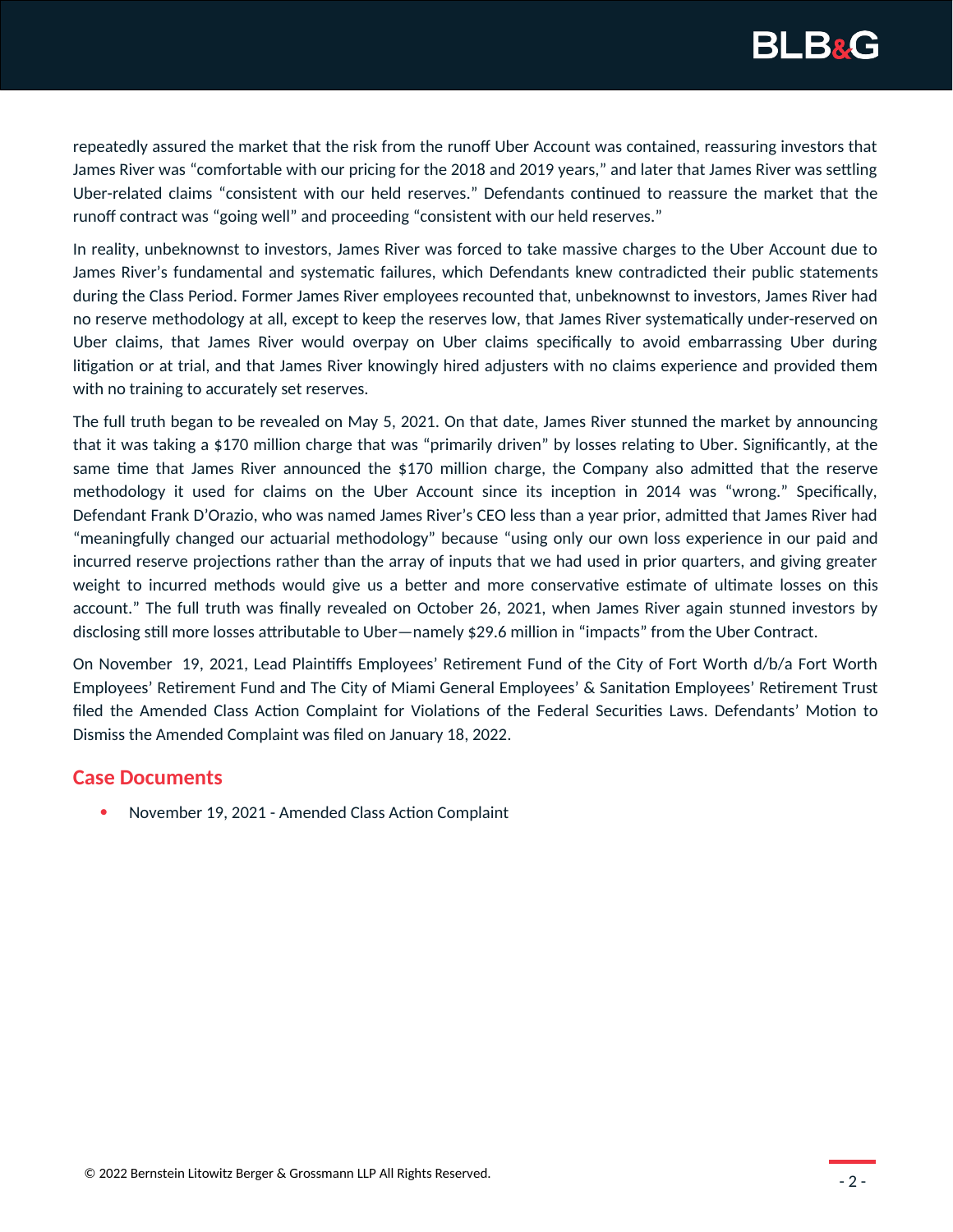repeatedly assured the market that the risk from the runoff Uber Account was contained, reassuring investors that James River was "comfortable with our pricing for the 2018 and 2019 years," and later that James River was settling Uber-related claims "consistent with our held reserves." Defendants continued to reassure the market that the runoff contract was "going well" and proceeding "consistent with our held reserves."

In reality, unbeknownst to investors, James River was forced to take massive charges to the Uber Account due to James River's fundamental and systematic failures, which Defendants knew contradicted their public statements during the Class Period. Former James River employees recounted that, unbeknownst to investors, James River had no reserve methodology at all, except to keep the reserves low, that James River systematically under-reserved on Uber claims, that James River would overpay on Uber claims specifically to avoid embarrassing Uber during litigation or at trial, and that James River knowingly hired adjusters with no claims experience and provided them with no training to accurately set reserves.

The full truth began to be revealed on May 5, 2021. On that date, James River stunned the market by announcing that it was taking a $170 million charge that was "primarily driven" by losses relating to Uber. Significantly, at the same time that James River announced the $170 million charge, the Company also admitted that the reserve methodology it used for claims on the Uber Account since its inception in 2014 was "wrong." Specifically, Defendant Frank D'Orazio, who was named James River's CEO less than a year prior, admitted that James River had "meaningfully changed our actuarial methodology" because "using only our own loss experience in our paid and incurred reserve projections rather than the array of inputs that we had used in prior quarters, and giving greater weight to incurred methods would give us a better and more conservative estimate of ultimate losses on this account." The full truth was finally revealed on October 26, 2021, when James River again stunned investors by disclosing still more losses attributable to Uber—namely $29.6 million in "impacts" from the Uber Contract.

On November 19, 2021, Lead Plaintiffs Employees' Retirement Fund of the City of Fort Worth d/b/a Fort Worth Employees' Retirement Fund and The City of Miami General Employees' & Sanitation Employees' Retirement Trust filed the Amended Class Action Complaint for Violations of the Federal Securities Laws. Defendants' Motion to Dismiss the Amended Complaint was filed on January 18, 2022.

## Case Documents

- November 19, 2021 - Amended Class Action Complaint

© 2022 Bernstein Litowitz Berger & Grossmann LLP All Rights Reserved.